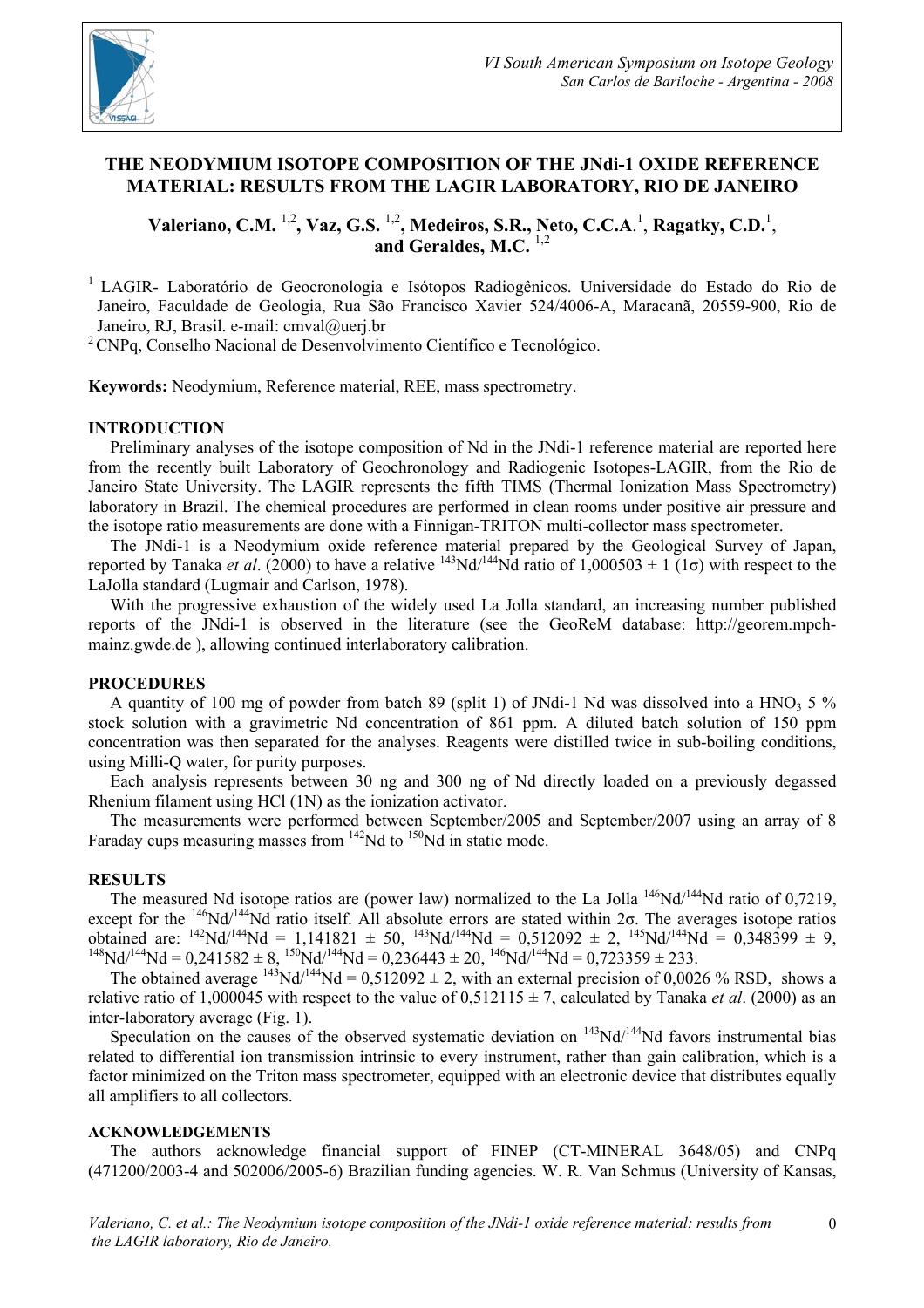# THE NEODYMIUM ISOTOPE COMPOSITION OF THE JNdi-1 OXIDE REFERENCE MATERIAL: RESULTS FROM THE LAGIR LABORATORY, RIO DE JANEIRO

**Valeriano, C.M.** [1,2]**, Vaz, G.S.** [1,2]**, Medeiros, S.R., Neto, C.C.A.**[1]**, Ragatky, C.D.**[1]**, and Geraldes, M.C.** [1,2]

[1] LAGIR- Laboratório de Geocronologia e Isótopos Radiogênicos. Universidade do Estado do Rio de Janeiro, Faculdade de Geologia, Rua São Francisco Xavier 524/4006-A, Maracanã, 20559-900, Rio de Janeiro, RJ, Brasil. e-mail: cmval@uerj.br

[2] CNPq, Conselho Nacional de Desenvolvimento Científico e Tecnológico.

**Keywords:** Neodymium, Reference material, REE, mass spectrometry.

## INTRODUCTION

Preliminary analyses of the isotope composition of Nd in the JNdi-1 reference material are reported here from the recently built Laboratory of Geochronology and Radiogenic Isotopes-LAGIR, from the Rio de Janeiro State University. The LAGIR represents the fifth TIMS (Thermal Ionization Mass Spectrometry) laboratory in Brazil. The chemical procedures are performed in clean rooms under positive air pressure and the isotope ratio measurements are done with a Finnigan-TRITON multi-collector mass spectrometer.

The JNdi-1 is a Neodymium oxide reference material prepared by the Geological Survey of Japan, reported by Tanaka *et al*. (2000) to have a relative $^{143}Nd/^{144}Nd$ ratio of 1,000503 ± 1 (1σ) with respect to the LaJolla standard (Lugmair and Carlson, 1978).

With the progressive exhaustion of the widely used La Jolla standard, an increasing number published reports of the JNdi-1 is observed in the literature (see the GeoReM database: http://georem.mpch-mainz.gwde.de ), allowing continued interlaboratory calibration.

## PROCEDURES

A quantity of 100 mg of powder from batch 89 (split 1) of JNdi-1 Nd was dissolved into a $HNO_3$ 5 % stock solution with a gravimetric Nd concentration of 861 ppm. A diluted batch solution of 150 ppm concentration was then separated for the analyses. Reagents were distilled twice in sub-boiling conditions, using Milli-Q water, for purity purposes.

Each analysis represents between 30 ng and 300 ng of Nd directly loaded on a previously degassed Rhenium filament using HCl (1N) as the ionization activator.

The measurements were performed between September/2005 and September/2007 using an array of 8 Faraday cups measuring masses from $^{142}Nd$ to $^{150}Nd$ in static mode.

## RESULTS

The measured Nd isotope ratios are (power law) normalized to the La Jolla $^{146}Nd/^{144}Nd$ ratio of 0,7219, except for the $^{146}Nd/^{144}Nd$ ratio itself. All absolute errors are stated within 2σ. The averages isotope ratios obtained are: $^{142}Nd/^{144}Nd$ = 1,141821 ± 50, $^{143}Nd/^{144}Nd$ = 0,512092 ± 2, $^{145}Nd/^{144}Nd$ = 0,348399 ± 9, $^{148}Nd/^{144}Nd$ = 0,241582 ± 8, $^{150}Nd/^{144}Nd$ = 0,236443 ± 20, $^{146}Nd/^{144}Nd$ = 0,723359 ± 233.

The obtained average $^{143}Nd/^{144}Nd$ = 0,512092 ± 2, with an external precision of 0,0026 % RSD, shows a relative ratio of 1,000045 with respect to the value of 0,512115 ± 7, calculated by Tanaka *et al*. (2000) as an inter-laboratory average (Fig. 1).

Speculation on the causes of the observed systematic deviation on $^{143}Nd/^{144}Nd$ favors instrumental bias related to differential ion transmission intrinsic to every instrument, rather than gain calibration, which is a factor minimized on the Triton mass spectrometer, equipped with an electronic device that distributes equally all amplifiers to all collectors.

### ACKNOWLEDGEMENTS

The authors acknowledge financial support of FINEP (CT-MINERAL 3648/05) and CNPq (471200/2003-4 and 502006/2005-6) Brazilian funding agencies. W. R. Van Schmus (University of Kansas,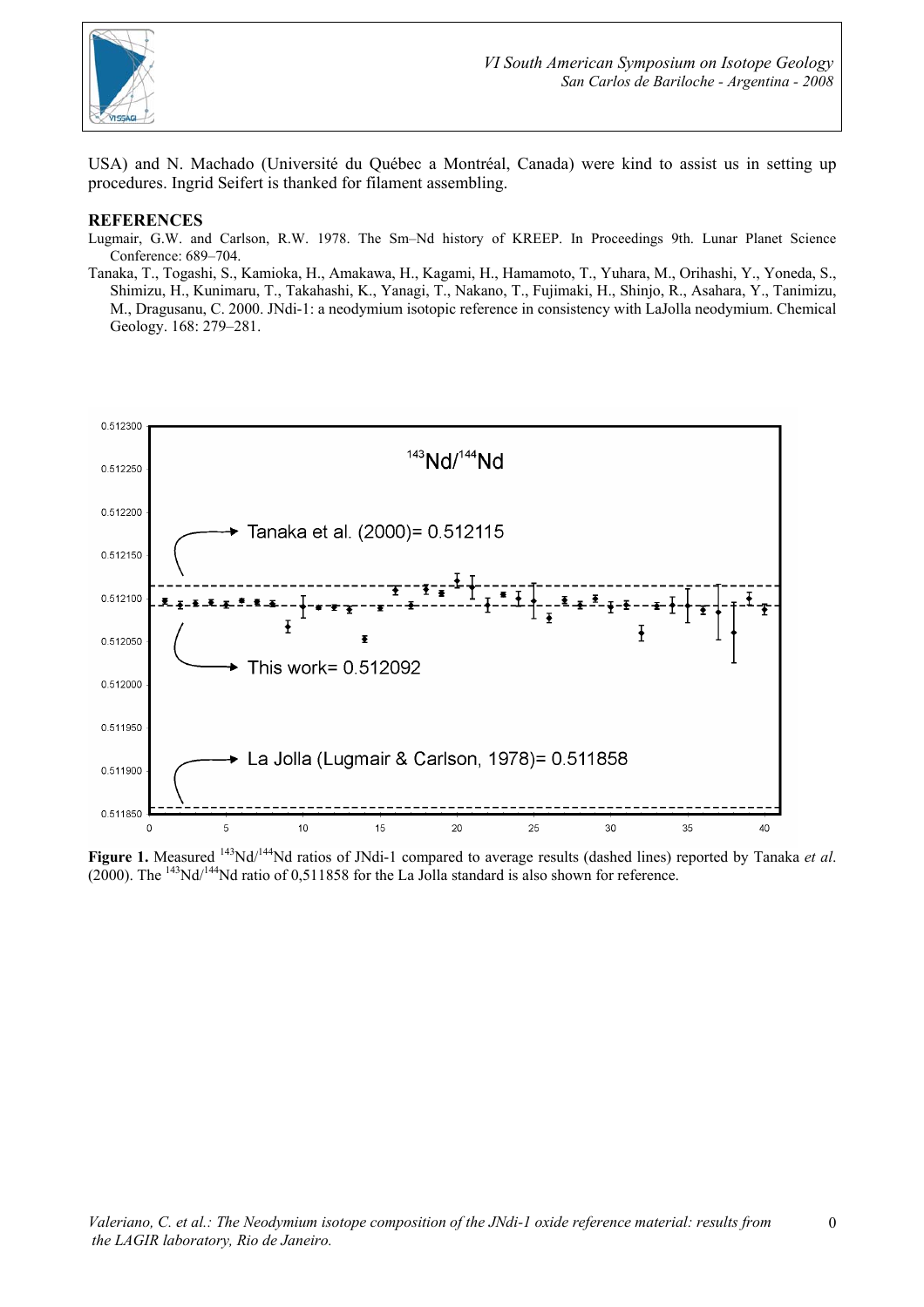USA) and N. Machado (Université du Québec a Montréal, Canada) were kind to assist us in setting up procedures. Ingrid Seifert is thanked for filament assembling.

## REFERENCES

Lugmair, G.W. and Carlson, R.W. 1978. The Sm–Nd history of KREEP. In Proceedings 9th. Lunar Planet Science Conference: 689–704.

Tanaka, T., Togashi, S., Kamioka, H., Amakawa, H., Kagami, H., Hamamoto, T., Yuhara, M., Orihashi, Y., Yoneda, S., Shimizu, H., Kunimaru, T., Takahashi, K., Yanagi, T., Nakano, T., Fujimaki, H., Shinjo, R., Asahara, Y., Tanimizu, M., Dragusanu, C. 2000. JNdi-1: a neodymium isotopic reference in consistency with LaJolla neodymium. Chemical Geology. 168: 279–281.

$^{143}Nd/^{144}Nd$

Tanaka et al. (2000)= 0.512115

This work= 0.512092

La Jolla (Lugmair & Carlson, 1978)= 0.511858

0.512300
0.512250
0.512200
0.512150
0.512100
0.512050
0.512000
0.511950
0.511900
0.511850

0 5 10 15 20 25 30 35 40

**Figure 1.** Measured $^{143}Nd/^{144}Nd$ ratios of JNdi-1 compared to average results (dashed lines) reported by Tanaka *et al*. (2000). The $^{143}Nd/^{144}Nd$ ratio of 0,511858 for the La Jolla standard is also shown for reference.